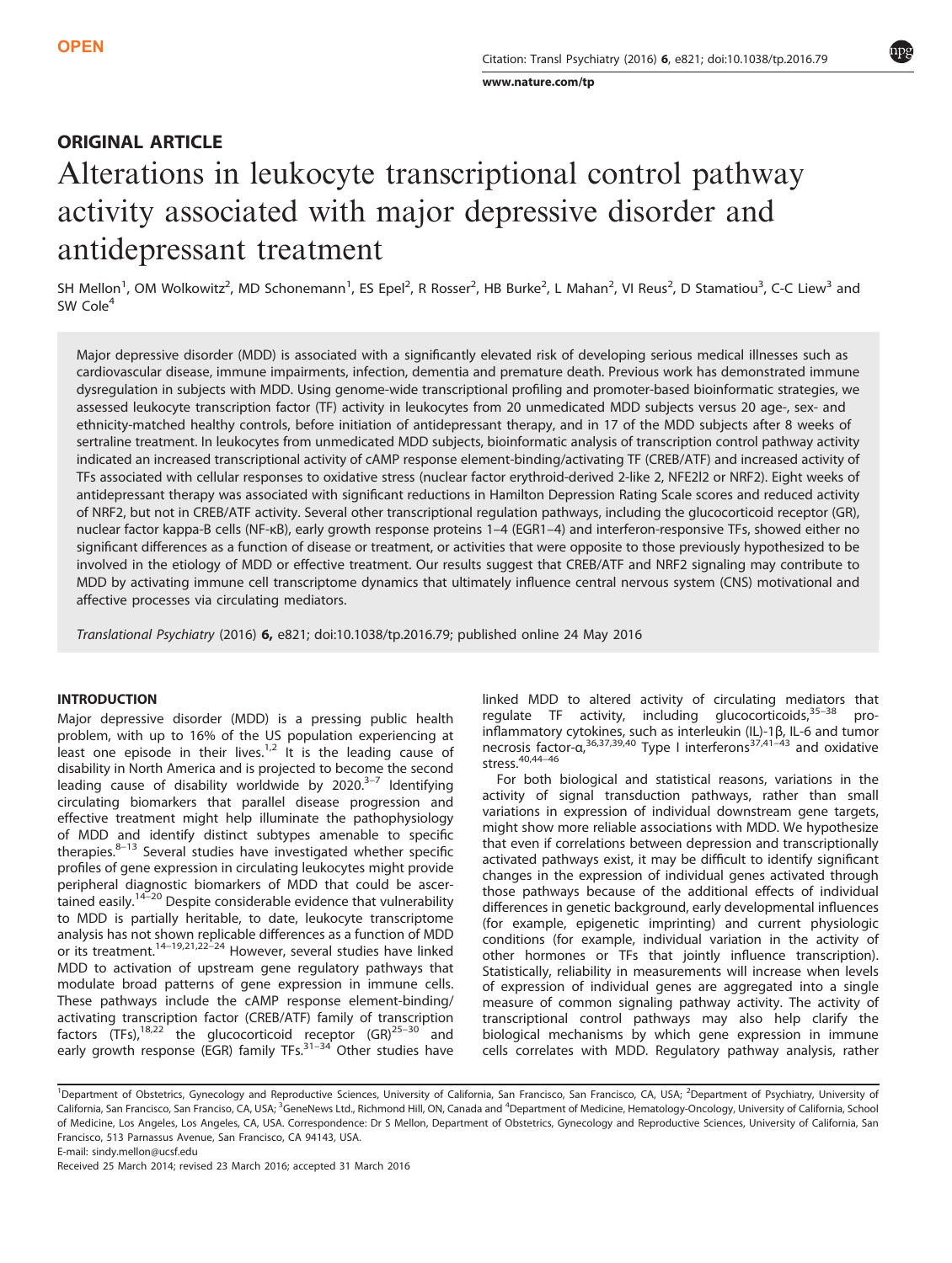**OPEN**

## ORIGINAL ARTICLE

# Alterations in leukocyte transcriptional control pathway activity associated with major depressive disorder and antidepressant treatment

SH Mellon[1], OM Wolkowitz[2], MD Schonemann[1], ES Epel[2], R Rosser[2], HB Burke[2], L Mahan[2], VI Reus[2], D Stamatiou[3], C-C Liew[3] and SW Cole[4]

Major depressive disorder (MDD) is associated with a significantly elevated risk of developing serious medical illnesses such as cardiovascular disease, immune impairments, infection, dementia and premature death. Previous work has demonstrated immune dysregulation in subjects with MDD. Using genome-wide transcriptional profiling and promoter-based bioinformatic strategies, we assessed leukocyte transcription factor (TF) activity in leukocytes from 20 unmedicated MDD subjects versus 20 age-, sex- and ethnicity-matched healthy controls, before initiation of antidepressant therapy, and in 17 of the MDD subjects after 8 weeks of sertraline treatment. In leukocytes from unmedicated MDD subjects, bioinformatic analysis of transcription control pathway activity indicated an increased transcriptional activity of cAMP response element-binding/activating TF (CREB/ATF) and increased activity of TFs associated with cellular responses to oxidative stress (nuclear factor erythroid-derived 2-like 2, NFE2l2 or NRF2). Eight weeks of antidepressant therapy was associated with significant reductions in Hamilton Depression Rating Scale scores and reduced activity of NRF2, but not in CREB/ATF activity. Several other transcriptional regulation pathways, including the glucocorticoid receptor (GR), nuclear factor kappa-B cells (NF-κB), early growth response proteins 1–4 (EGR1–4) and interferon-responsive TFs, showed either no significant differences as a function of disease or treatment, or activities that were opposite to those previously hypothesized to be involved in the etiology of MDD or effective treatment. Our results suggest that CREB/ATF and NRF2 signaling may contribute to MDD by activating immune cell transcriptome dynamics that ultimately influence central nervous system (CNS) motivational and affective processes via circulating mediators.

*Translational Psychiatry* (2016) **6,** e821; doi:10.1038/tp.2016.79; published online 24 May 2016

## INTRODUCTION

Major depressive disorder (MDD) is a pressing public health problem, with up to 16% of the US population experiencing at least one episode in their lives.[1,2] It is the leading cause of disability in North America and is projected to become the second leading cause of disability worldwide by 2020.[3–7] Identifying circulating biomarkers that parallel disease progression and effective treatment might help illuminate the pathophysiology of MDD and identify distinct subtypes amenable to specific therapies.[8–13] Several studies have investigated whether specific profiles of gene expression in circulating leukocytes might provide peripheral diagnostic biomarkers of MDD that could be ascertained easily.[14–20] Despite considerable evidence that vulnerability to MDD is partially heritable, to date, leukocyte transcriptome analysis has not shown replicable differences as a function of MDD or its treatment.[14–19,21,22–24] However, several studies have linked MDD to activation of upstream gene regulatory pathways that modulate broad patterns of gene expression in immune cells. These pathways include the cAMP response element-binding/activating transcription factor (CREB/ATF) family of transcription factors (TFs),[18,22] the glucocorticoid receptor (GR)[25–30] and early growth response (EGR) family TFs.[31–34] Other studies have linked MDD to altered activity of circulating mediators that regulate TF activity, including glucocorticoids,[35–38] pro-inflammatory cytokines, such as interleukin (IL)-1β, IL-6 and tumor necrosis factor-α,[36,37,39,40] Type I interferons[37,41–43] and oxidative stress.[40,44–46]

For both biological and statistical reasons, variations in the activity of signal transduction pathways, rather than small variations in expression of individual downstream gene targets, might show more reliable associations with MDD. We hypothesize that even if correlations between depression and transcriptionally activated pathways exist, it may be difficult to identify significant changes in the expression of individual genes activated through those pathways because of the additional effects of individual differences in genetic background, early developmental influences (for example, epigenetic imprinting) and current physiologic conditions (for example, individual variation in the activity of other hormones or TFs that jointly influence transcription). Statistically, reliability in measurements will increase when levels of expression of individual genes are aggregated into a single measure of common signaling pathway activity. The activity of transcriptional control pathways may also help clarify the biological mechanisms by which gene expression in immune cells correlates with MDD. Regulatory pathway analysis, rather

[1]Department of Obstetrics, Gynecology and Reproductive Sciences, University of California, San Francisco, San Francisco, CA, USA; [2]Department of Psychiatry, University of California, San Francisco, San Franciso, CA, USA; [3]GeneNews Ltd., Richmond Hill, ON, Canada and [4]Department of Medicine, Hematology-Oncology, University of California, School of Medicine, Los Angeles, Los Angeles, CA, USA. Correspondence: Dr S Mellon, Department of Obstetrics, Gynecology and Reproductive Sciences, University of California, San Francisco, 513 Parnassus Avenue, San Francisco, CA 94143, USA.
E-mail: sindy.mellon@ucsf.edu

Received 25 March 2014; revised 23 March 2016; accepted 31 March 2016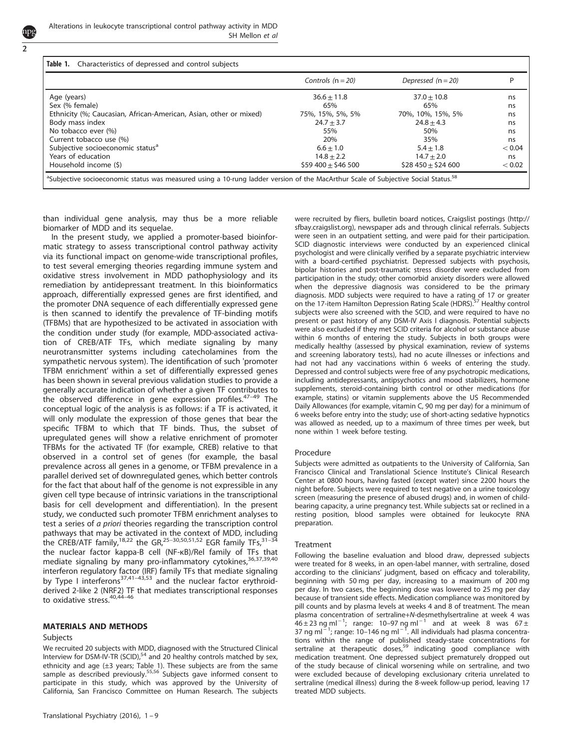**Table 1.** Characteristics of depressed and control subjects

| | Controls (n = 20) | Depressed (n = 20) | P |
|---|---|---|---|
| Age (years) | 36.6 ± 11.8 | 37.0 ± 10.8 | ns |
| Sex (% female) | 65% | 65% | ns |
| Ethnicity (%; Caucasian, African-American, Asian, other or mixed) | 75%, 15%, 5%, 5% | 70%, 10%, 15%, 5% | ns |
| Body mass index | 24.7 ± 3.7 | 24.8 ± 4.3 | ns |
| No tobacco ever (%) | 55% | 50% | ns |
| Current tobacco use (%) | 20% | 35% | ns |
| Subjective socioeconomic status[a] | 6.6 ± 1.0 | 5.4 ± 1.8 | < 0.04 |
| Years of education | 14.8 ± 2.2 | 14.7 ± 2.0 | ns |
| Household income ($) | $59 400 ± $46 500 | $28 450 ± $24 600 | < 0.02 |

[a]Subjective socioeconomic status was measured using a 10-rung ladder version of the MacArthur Scale of Subjective Social Status.[58]

than individual gene analysis, may thus be a more reliable biomarker of MDD and its sequelae.

In the present study, we applied a promoter-based bioinformatic strategy to assess transcriptional control pathway activity via its functional impact on genome-wide transcriptional profiles, to test several emerging theories regarding immune system and oxidative stress involvement in MDD pathophysiology and its remediation by antidepressant treatment. In this bioinformatics approach, differentially expressed genes are first identified, and the promoter DNA sequence of each differentially expressed gene is then scanned to identify the prevalence of TF-binding motifs (TFBMs) that are hypothesized to be activated in association with the condition under study (for example, MDD-associated activation of CREB/ATF TFs, which mediate signaling by many neurotransmitter systems including catecholamines from the sympathetic nervous system). The identification of such 'promoter TFBM enrichment' within a set of differentially expressed genes has been shown in several previous validation studies to provide a generally accurate indication of whether a given TF contributes to the observed difference in gene expression profiles.[47–49] The conceptual logic of the analysis is as follows: if a TF is activated, it will only modulate the expression of those genes that bear the specific TFBM to which that TF binds. Thus, the subset of upregulated genes will show a relative enrichment of promoter TFBMs for the activated TF (for example, CREB) relative to that observed in a control set of genes (for example, the basal prevalence across all genes in a genome, or TFBM prevalence in a parallel derived set of downregulated genes, which better controls for the fact that about half of the genome is not expressible in any given cell type because of intrinsic variations in the transcriptional basis for cell development and differentiation). In the present study, we conducted such promoter TFBM enrichment analyses to test a series of *a priori* theories regarding the transcription control pathways that may be activated in the context of MDD, including the CREB/ATF family,[18,22] the GR,[25–30,50,51,52] EGR family TFs,[31–34] the nuclear factor kappa-B cell (NF-κB)/Rel family of TFs that mediate signaling by many pro-inflammatory cytokines,[36,37,39,40] interferon regulatory factor (IRF) family TFs that mediate signaling by Type I interferons[37,41–43,53] and the nuclear factor erythroid-derived 2-like 2 (NRF2) TF that mediates transcriptional responses to oxidative stress.[40,44–46]

## MATERIALS AND METHODS

### Subjects

We recruited 20 subjects with MDD, diagnosed with the Structured Clinical Interview for DSM-IV-TR (SCID),[54] and 20 healthy controls matched by sex, ethnicity and age (±3 years; Table 1). These subjects are from the same sample as described previously.[55,56] Subjects gave informed consent to participate in this study, which was approved by the University of California, San Francisco Committee on Human Research. The subjects were recruited by fliers, bulletin board notices, Craigslist postings (http://sfbay.craigslist.org), newspaper ads and through clinical referrals. Subjects were seen in an outpatient setting, and were paid for their participation. SCID diagnostic interviews were conducted by an experienced clinical psychologist and were clinically verified by a separate psychiatric interview with a board-certified psychiatrist. Depressed subjects with psychosis, bipolar histories and post-traumatic stress disorder were excluded from participation in the study; other comorbid anxiety disorders were allowed when the depressive diagnosis was considered to be the primary diagnosis. MDD subjects were required to have a rating of 17 or greater on the 17-item Hamilton Depression Rating Scale (HDRS).[57] Healthy control subjects were also screened with the SCID, and were required to have no present or past history of any DSM-IV Axis I diagnosis. Potential subjects were also excluded if they met SCID criteria for alcohol or substance abuse within 6 months of entering the study. Subjects in both groups were medically healthy (assessed by physical examination, review of systems and screening laboratory tests), had no acute illnesses or infections and had not had any vaccinations within 6 weeks of entering the study. Depressed and control subjects were free of any psychotropic medications, including antidepressants, antipsychotics and mood stabilizers, hormone supplements, steroid-containing birth control or other medications (for example, statins) or vitamin supplements above the US Recommended Daily Allowances (for example, vitamin C, 90 mg per day) for a minimum of 6 weeks before entry into the study; use of short-acting sedative hypnotics was allowed as needed, up to a maximum of three times per week, but none within 1 week before testing.

### Procedure

Subjects were admitted as outpatients to the University of California, San Francisco Clinical and Translational Science Institute's Clinical Research Center at 0800 hours, having fasted (except water) since 2200 hours the night before. Subjects were required to test negative on a urine toxicology screen (measuring the presence of abused drugs) and, in women of child-bearing capacity, a urine pregnancy test. While subjects sat or reclined in a resting position, blood samples were obtained for leukocyte RNA preparation.

### Treatment

Following the baseline evaluation and blood draw, depressed subjects were treated for 8 weeks, in an open-label manner, with sertraline, dosed according to the clinicians' judgment, based on efficacy and tolerability, beginning with 50 mg per day, increasing to a maximum of 200 mg per day. In two cases, the beginning dose was lowered to 25 mg per day because of transient side effects. Medication compliance was monitored by pill counts and by plasma levels at weeks 4 and 8 of treatment. The mean plasma concentration of sertraline+*N*-desmethylsertraline at week 4 was $46 \pm 23$ ng ml$^{-1}$; range: 10–97 ng ml$^{-1}$ and at week 8 was $67 \pm 37$ ng ml$^{-1}$; range: 10–146 ng ml$^{-1}$. All individuals had plasma concentrations within the range of published steady-state concentrations for sertraline at therapeutic doses,[59] indicating good compliance with medication treatment. One depressed subject prematurely dropped out of the study because of clinical worsening while on sertraline, and two were excluded because of developing exclusionary criteria unrelated to sertraline (medical illness) during the 8-week follow-up period, leaving 17 treated MDD subjects.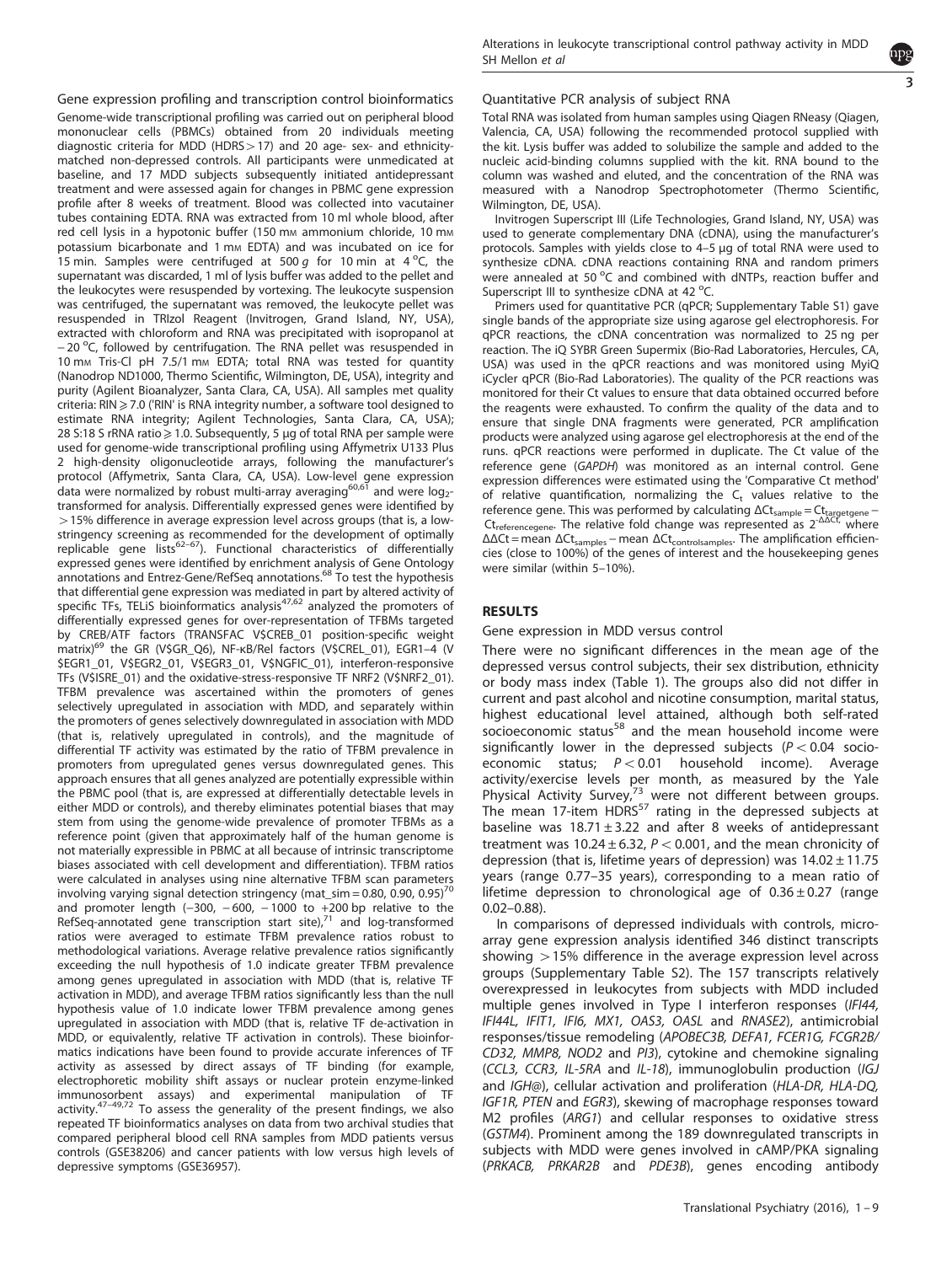### Gene expression profiling and transcription control bioinformatics

Genome-wide transcriptional profiling was carried out on peripheral blood mononuclear cells (PBMCs) obtained from 20 individuals meeting diagnostic criteria for MDD (HDRS > 17) and 20 age- sex- and ethnicity-matched non-depressed controls. All participants were unmedicated at baseline, and 17 MDD subjects subsequently initiated antidepressant treatment and were assessed again for changes in PBMC gene expression profile after 8 weeks of treatment. Blood was collected into vacutainer tubes containing EDTA. RNA was extracted from 10 ml whole blood, after red cell lysis in a hypotonic buffer (150 mM ammonium chloride, 10 mM potassium bicarbonate and 1 mM EDTA) and was incubated on ice for 15 min. Samples were centrifuged at 500 *g* for 10 min at 4 °C, the supernatant was discarded, 1 ml of lysis buffer was added to the pellet and the leukocytes were resuspended by vortexing. The leukocyte suspension was centrifuged, the supernatant was removed, the leukocyte pellet was resuspended in TRIzol Reagent (Invitrogen, Grand Island, NY, USA), extracted with chloroform and RNA was precipitated with isopropanol at −20 °C, followed by centrifugation. The RNA pellet was resuspended in 10 mM Tris-Cl pH 7.5/1 mM EDTA; total RNA was tested for quantity (Nanodrop ND1000, Thermo Scientific, Wilmington, DE, USA), integrity and purity (Agilent Bioanalyzer, Santa Clara, CA, USA). All samples met quality criteria: RIN ⩾ 7.0 ('RIN' is RNA integrity number, a software tool designed to estimate RNA integrity; Agilent Technologies, Santa Clara, CA, USA); 28 S:18 S rRNA ratio ⩾ 1.0. Subsequently, 5 μg of total RNA per sample were used for genome-wide transcriptional profiling using Affymetrix U133 Plus 2 high-density oligonucleotide arrays, following the manufacturer's protocol (Affymetrix, Santa Clara, CA, USA). Low-level gene expression data were normalized by robust multi-array averaging[60,61] and were $\log_2$-transformed for analysis. Differentially expressed genes were identified by > 15% difference in average expression level across groups (that is, a low-stringency screening as recommended for the development of optimally replicable gene lists[62–67]). Functional characteristics of differentially expressed genes were identified by enrichment analysis of Gene Ontology annotations and Entrez-Gene/RefSeq annotations.[68] To test the hypothesis that differential gene expression was mediated in part by altered activity of specific TFs, TELiS bioinformatics analysis[47,62] analyzed the promoters of differentially expressed genes for over-representation of TFBMs targeted by CREB/ATF factors (TRANSFAC V$CREB_01 position-specific weight matrix)[69] the GR (V$GR_Q6), NF-κB/Rel factors (V$CREL_01), EGR1–4 (V$EGR1_01, V$EGR2_01, V$EGR3_01, V$NGFIC_01), interferon-responsive TFs (V$ISRE_01) and the oxidative-stress-responsive TF NRF2 (V$NRF2_01). TFBM prevalence was ascertained within the promoters of genes selectively upregulated in association with MDD, and separately within the promoters of genes selectively downregulated in association with MDD (that is, relatively upregulated in controls), and the magnitude of differential TF activity was estimated by the ratio of TFBM prevalence in promoters from upregulated genes versus downregulated genes. This approach ensures that all genes analyzed are potentially expressible within the PBMC pool (that is, are expressed at differentially detectable levels in either MDD or controls), and thereby eliminates potential biases that may stem from using the genome-wide prevalence of promoter TFBMs as a reference point (given that approximately half of the human genome is not materially expressible in PBMC at all because of intrinsic transcriptome biases associated with cell development and differentiation). TFBM ratios were calculated in analyses using nine alternative TFBM scan parameters involving varying signal detection stringency (mat_sim = 0.80, 0.90, 0.95)[70] and promoter length (−300, −600, −1000 to +200 bp relative to the RefSeq-annotated gene transcription start site),[71] and log-transformed ratios were averaged to estimate TFBM prevalence ratios robust to methodological variations. Average relative prevalence ratios significantly exceeding the null hypothesis of 1.0 indicate greater TFBM prevalence among genes upregulated in association with MDD (that is, relative TF activation in MDD), and average TFBM ratios significantly less than the null hypothesis value of 1.0 indicate lower TFBM prevalence among genes upregulated in association with MDD (that is, relative TF de-activation in MDD, or equivalently, relative TF activation in controls). These bioinformatics indications have been found to provide accurate inferences of TF activity as assessed by direct assays of TF binding (for example, electrophoretic mobility shift assays or nuclear protein enzyme-linked immunosorbent assays) and experimental manipulation of TF activity.[47–49,72] To assess the generality of the present findings, we also repeated TF bioinformatics analyses on data from two archival studies that compared peripheral blood cell RNA samples from MDD patients versus controls (GSE38206) and cancer patients with low versus high levels of depressive symptoms (GSE36957).

### Quantitative PCR analysis of subject RNA

Total RNA was isolated from human samples using Qiagen RNeasy (Qiagen, Valencia, CA, USA) following the recommended protocol supplied with the kit. Lysis buffer was added to solubilize the sample and added to the nucleic acid-binding columns supplied with the kit. RNA bound to the column was washed and eluted, and the concentration of the RNA was measured with a Nanodrop Spectrophotometer (Thermo Scientific, Wilmington, DE, USA).

Invitrogen Superscript III (Life Technologies, Grand Island, NY, USA) was used to generate complementary DNA (cDNA), using the manufacturer's protocols. Samples with yields close to 4–5 μg of total RNA were used to synthesize cDNA. cDNA reactions containing RNA and random primers were annealed at 50 °C and combined with dNTPs, reaction buffer and Superscript III to synthesize cDNA at 42 °C.

Primers used for quantitative PCR (qPCR; Supplementary Table S1) gave single bands of the appropriate size using agarose gel electrophoresis. For qPCR reactions, the cDNA concentration was normalized to 25 ng per reaction. The iQ SYBR Green Supermix (Bio-Rad Laboratories, Hercules, CA, USA) was used in the qPCR reactions and was monitored using MyiQ iCycler qPCR (Bio-Rad Laboratories). The quality of the PCR reactions was monitored for their Ct values to ensure that data obtained occurred before the reagents were exhausted. To confirm the quality of the data and to ensure that single DNA fragments were generated, PCR amplification products were analyzed using agarose gel electrophoresis at the end of the runs. qPCR reactions were performed in duplicate. The Ct value of the reference gene (*GAPDH*) was monitored as an internal control. Gene expression differences were estimated using the 'Comparative Ct method' of relative quantification, normalizing the $C_t$ values relative to the reference gene. This was performed by calculating $\Delta Ct_{sample} = Ct_{targetgene} - Ct_{referencegene}$. The relative fold change was represented as $2^{-\Delta\Delta Ct}$, where $\Delta\Delta Ct = \text{mean } \Delta Ct_{samples} - \text{mean } \Delta Ct_{controlsamples}$. The amplification efficiencies (close to 100%) of the genes of interest and the housekeeping genes were similar (within 5–10%).

## RESULTS

### Gene expression in MDD versus control

There were no significant differences in the mean age of the depressed versus control subjects, their sex distribution, ethnicity or body mass index (Table 1). The groups also did not differ in current and past alcohol and nicotine consumption, marital status, highest educational level attained, although both self-rated socioeconomic status[58] and the mean household income were significantly lower in the depressed subjects ($P < 0.04$ socioeconomic status; $P < 0.01$ household income). Average activity/exercise levels per month, as measured by the Yale Physical Activity Survey,[73] were not different between groups. The mean 17-item HDRS[57] rating in the depressed subjects at baseline was 18.71 ± 3.22 and after 8 weeks of antidepressant treatment was 10.24 ± 6.32, $P < 0.001$, and the mean chronicity of depression (that is, lifetime years of depression) was 14.02 ± 11.75 years (range 0.77–35 years), corresponding to a mean ratio of lifetime depression to chronological age of 0.36 ± 0.27 (range 0.02–0.88).

In comparisons of depressed individuals with controls, microarray gene expression analysis identified 346 distinct transcripts showing > 15% difference in the average expression level across groups (Supplementary Table S2). The 157 transcripts relatively overexpressed in leukocytes from subjects with MDD included multiple genes involved in Type I interferon responses (*IFI44, IFI44L, IFIT1, IFI6, MX1, OAS3, OASL* and *RNASE2*), antimicrobial responses/tissue remodeling (*APOBEC3B, DEFA1, FCER1G, FCGR2B/CD32, MMP8, NOD2* and *PI3*), cytokine and chemokine signaling (*CCL3, CCR3, IL-5RA* and *IL-18*), immunoglobulin production (*IGJ* and *IGH@*), cellular activation and proliferation (*HLA-DR, HLA-DQ, IGF1R, PTEN* and *EGR3*), skewing of macrophage responses toward M2 profiles (*ARG1*) and cellular responses to oxidative stress (*GSTM4*). Prominent among the 189 downregulated transcripts in subjects with MDD were genes involved in cAMP/PKA signaling (*PRKACB, PRKAR2B* and *PDE3B*), genes encoding antibody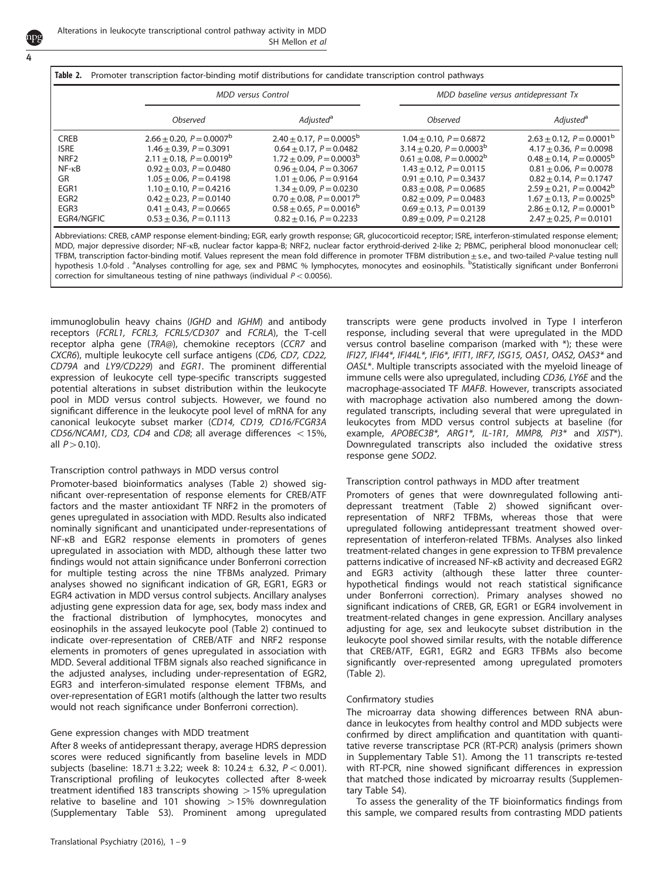**Table 2.** Promoter transcription factor-binding motif distributions for candidate transcription control pathways

| | *MDD versus Control* | | *MDD baseline versus antidepressant Tx* | |
|---|---|---|---|---|
| | *Observed* | *Adjusted*[a] | *Observed* | *Adjusted*[a] |
| CREB | $2.66 \pm 0.20$, $P = 0.0007$[b] | $2.40 \pm 0.17$, $P = 0.0005$[b] | $1.04 \pm 0.10$, $P = 0.6872$ | $2.63 \pm 0.12$, $P = 0.0001$[b] |
| ISRE | $1.46 \pm 0.39$, $P = 0.3091$ | $0.64 \pm 0.17$, $P = 0.0482$ | $3.14 \pm 0.20$, $P = 0.0003$[b] | $4.17 \pm 0.36$, $P = 0.0098$ |
| NRF2 | $2.11 \pm 0.18$, $P = 0.0019$[b] | $1.72 \pm 0.09$, $P = 0.0003$[b] | $0.61 \pm 0.08$, $P = 0.0002$[b] | $0.48 \pm 0.14$, $P = 0.0005$[b] |
| NF-κB | $0.92 \pm 0.03$, $P = 0.0480$ | $0.96 \pm 0.04$, $P = 0.3067$ | $1.43 \pm 0.12$, $P = 0.0115$ | $0.81 \pm 0.06$, $P = 0.0078$ |
| GR | $1.05 \pm 0.06$, $P = 0.4198$ | $1.01 \pm 0.06$, $P = 0.9164$ | $0.91 \pm 0.10$, $P = 0.3437$ | $0.82 \pm 0.14$, $P = 0.1747$ |
| EGR1 | $1.10 \pm 0.10$, $P = 0.4216$ | $1.34 \pm 0.09$, $P = 0.0230$ | $0.83 \pm 0.08$, $P = 0.0685$ | $2.59 \pm 0.21$, $P = 0.0042$[b] |
| EGR2 | $0.42 \pm 0.23$, $P = 0.0140$ | $0.70 \pm 0.08$, $P = 0.0017$[b] | $0.82 \pm 0.09$, $P = 0.0483$ | $1.67 \pm 0.13$, $P = 0.0025$[b] |
| EGR3 | $0.41 \pm 0.43$, $P = 0.0665$ | $0.58 \pm 0.65$, $P = 0.0016$[b] | $0.69 \pm 0.13$, $P = 0.0139$ | $2.86 \pm 0.12$, $P = 0.0001$[b] |
| EGR4/NGFIC | $0.53 \pm 0.36$, $P = 0.1113$ | $0.82 \pm 0.16$, $P = 0.2233$ | $0.89 \pm 0.09$, $P = 0.2128$ | $2.47 \pm 0.25$, $P = 0.0101$ |

Abbreviations: CREB, cAMP response element-binding; EGR, early growth response; GR, glucocorticoid receptor; ISRE, interferon-stimulated response element; MDD, major depressive disorder; NF-κB, nuclear factor kappa-B; NRF2, nuclear factor erythroid-derived 2-like 2; PBMC, peripheral blood mononuclear cell; TFBM, transcription factor-binding motif. Values represent the mean fold difference in promoter TFBM distribution ± s.e., and two-tailed *P*-value testing null hypothesis 1.0-fold . [a]Analyses controlling for age, sex and PBMC % lymphocytes, monocytes and eosinophils. [b]Statistically significant under Bonferroni correction for simultaneous testing of nine pathways (individual $P < 0.0056$).

immunoglobulin heavy chains (*IGHD* and *IGHM*) and antibody receptors (*FCRL1, FCRL3, FCRL5/CD307* and *FCRLA*), the T-cell receptor alpha gene (*TRA@*), chemokine receptors (*CCR7* and *CXCR6*), multiple leukocyte cell surface antigens (*CD6, CD7, CD22, CD79A* and *LY9/CD229*) and *EGR1*. The prominent differential expression of leukocyte cell type-specific transcripts suggested potential alterations in subset distribution within the leukocyte pool in MDD versus control subjects. However, we found no significant difference in the leukocyte pool level of mRNA for any canonical leukocyte subset marker (*CD14, CD19, CD16/FCGR3A CD56/NCAM1, CD3, CD4* and *CD8*; all average differences $< 15\%$, all $P > 0.10$).

### Transcription control pathways in MDD versus control

Promoter-based bioinformatics analyses (Table 2) showed significant over-representation of response elements for CREB/ATF factors and the master antioxidant TF NRF2 in the promoters of genes upregulated in association with MDD. Results also indicated nominally significant and unanticipated under-representations of NF-κB and EGR2 response elements in promoters of genes upregulated in association with MDD, although these latter two findings would not attain significance under Bonferroni correction for multiple testing across the nine TFBMs analyzed. Primary analyses showed no significant indication of GR, EGR1, EGR3 or EGR4 activation in MDD versus control subjects. Ancillary analyses adjusting gene expression data for age, sex, body mass index and the fractional distribution of lymphocytes, monocytes and eosinophils in the assayed leukocyte pool (Table 2) continued to indicate over-representation of CREB/ATF and NRF2 response elements in promoters of genes upregulated in association with MDD. Several additional TFBM signals also reached significance in the adjusted analyses, including under-representation of EGR2, EGR3 and interferon-simulated response element TFBMs, and over-representation of EGR1 motifs (although the latter two results would not reach significance under Bonferroni correction).

### Gene expression changes with MDD treatment

After 8 weeks of antidepressant therapy, average HDRS depression scores were reduced significantly from baseline levels in MDD subjects (baseline: $18.71 \pm 3.22$; week 8: $10.24 \pm 6.32$, $P < 0.001$). Transcriptional profiling of leukocytes collected after 8-week treatment identified 183 transcripts showing $> 15\%$ upregulation relative to baseline and 101 showing $> 15\%$ downregulation (Supplementary Table S3). Prominent among upregulated transcripts were gene products involved in Type I interferon response, including several that were upregulated in the MDD versus control baseline comparison (marked with *); these were *IFI27, IFI44*, IFI44L*, IFI6*, IFIT1, IRF7, ISG15, OAS1, OAS2, OAS3** and *OASL**. Multiple transcripts associated with the myeloid lineage of immune cells were also upregulated, including *CD36, LY6E* and the macrophage-associated TF *MAFB*. However, transcripts associated with macrophage activation also numbered among the downregulated transcripts, including several that were upregulated in leukocytes from MDD versus control subjects at baseline (for example, *APOBEC3B*, ARG1*, IL-1R1, MMP8, PI3** and *XIST**). Downregulated transcripts also included the oxidative stress response gene *SOD2*.

### Transcription control pathways in MDD after treatment

Promoters of genes that were downregulated following antidepressant treatment (Table 2) showed significant over-representation of NRF2 TFBMs, whereas those that were upregulated following antidepressant treatment showed over-representation of interferon-related TFBMs. Analyses also linked treatment-related changes in gene expression to TFBM prevalence patterns indicative of increased NF-κB activity and decreased EGR2 and EGR3 activity (although these latter three counter-hypothetical findings would not reach statistical significance under Bonferroni correction). Primary analyses showed no significant indications of CREB, GR, EGR1 or EGR4 involvement in treatment-related changes in gene expression. Ancillary analyses adjusting for age, sex and leukocyte subset distribution in the leukocyte pool showed similar results, with the notable difference that CREB/ATF, EGR1, EGR2 and EGR3 TFBMs also become significantly over-represented among upregulated promoters (Table 2).

### Confirmatory studies

The microarray data showing differences between RNA abundance in leukocytes from healthy control and MDD subjects were confirmed by direct amplification and quantitation with quantitative reverse transcriptase PCR (RT-PCR) analysis (primers shown in Supplementary Table S1). Among the 11 transcripts re-tested with RT-PCR, nine showed significant differences in expression that matched those indicated by microarray results (Supplementary Table S4).

To assess the generality of the TF bioinformatics findings from this sample, we compared results from contrasting MDD patients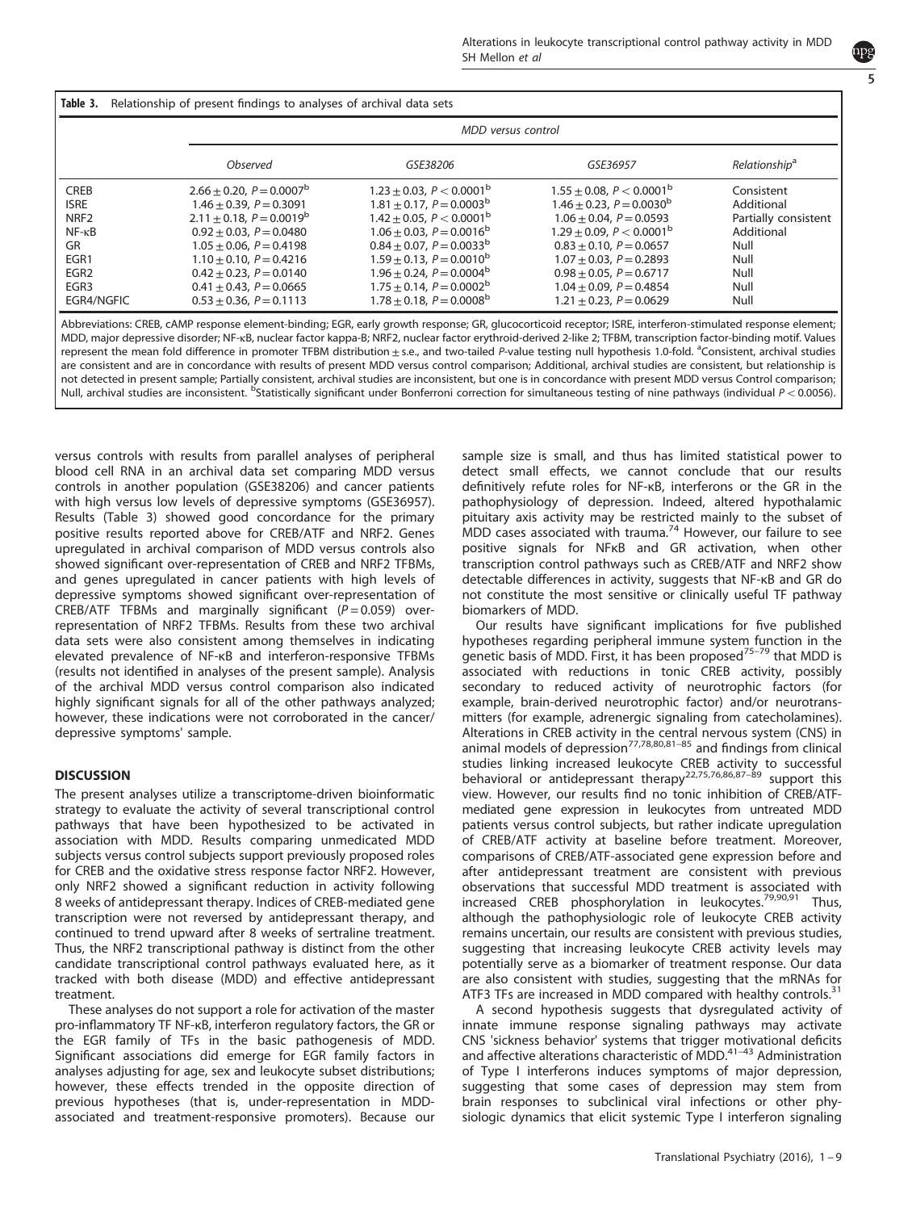**Table 3.** Relationship of present findings to analyses of archival data sets

| | MDD versus control | | | |
|---|---|---|---|---|
| | *Observed* | *GSE38206* | *GSE36957* | *Relationship*[a] |
| CREB | $2.66 \pm 0.20$, $P = 0.0007$[b] | $1.23 \pm 0.03$, $P < 0.0001$[b] | $1.55 \pm 0.08$, $P < 0.0001$[b] | Consistent |
| ISRE | $1.46 \pm 0.39$, $P = 0.3091$ | $1.81 \pm 0.17$, $P = 0.0003$[b] | $1.46 \pm 0.23$, $P = 0.0030$[b] | Additional |
| NRF2 | $2.11 \pm 0.18$, $P = 0.0019$[b] | $1.42 \pm 0.05$, $P < 0.0001$[b] | $1.06 \pm 0.04$, $P = 0.0593$ | Partially consistent |
| NF-κB | $0.92 \pm 0.03$, $P = 0.0480$ | $1.06 \pm 0.03$, $P = 0.0016$[b] | $1.29 \pm 0.09$, $P < 0.0001$[b] | Additional |
| GR | $1.05 \pm 0.06$, $P = 0.4198$ | $0.84 \pm 0.07$, $P = 0.0033$[b] | $0.83 \pm 0.10$, $P = 0.0657$ | Null |
| EGR1 | $1.10 \pm 0.10$, $P = 0.4216$ | $1.59 \pm 0.13$, $P = 0.0010$[b] | $1.07 \pm 0.03$, $P = 0.2893$ | Null |
| EGR2 | $0.42 \pm 0.23$, $P = 0.0140$ | $1.96 \pm 0.24$, $P = 0.0004$[b] | $0.98 \pm 0.05$, $P = 0.6717$ | Null |
| EGR3 | $0.41 \pm 0.43$, $P = 0.0665$ | $1.75 \pm 0.14$, $P = 0.0002$[b] | $1.04 \pm 0.09$, $P = 0.4854$ | Null |
| EGR4/NGFIC | $0.53 \pm 0.36$, $P = 0.1113$ | $1.78 \pm 0.18$, $P = 0.0008$[b] | $1.21 \pm 0.23$, $P = 0.0629$ | Null |

Abbreviations: CREB, cAMP response element-binding; EGR, early growth response; GR, glucocorticoid receptor; ISRE, interferon-stimulated response element; MDD, major depressive disorder; NF-κB, nuclear factor kappa-B; NRF2, nuclear factor erythroid-derived 2-like 2; TFBM, transcription factor-binding motif. Values represent the mean fold difference in promoter TFBM distribution ± s.e., and two-tailed *P*-value testing null hypothesis 1.0-fold. [a]Consistent, archival studies are consistent and are in concordance with results of present MDD versus control comparison; Additional, archival studies are consistent, but relationship is not detected in present sample; Partially consistent, archival studies are inconsistent, but one is in concordance with present MDD versus Control comparison; Null, archival studies are inconsistent. [b]Statistically significant under Bonferroni correction for simultaneous testing of nine pathways (individual $P < 0.0056$).

versus controls with results from parallel analyses of peripheral blood cell RNA in an archival data set comparing MDD versus controls in another population (GSE38206) and cancer patients with high versus low levels of depressive symptoms (GSE36957). Results (Table 3) showed good concordance for the primary positive results reported above for CREB/ATF and NRF2. Genes upregulated in archival comparison of MDD versus controls also showed significant over-representation of CREB and NRF2 TFBMs, and genes upregulated in cancer patients with high levels of depressive symptoms showed significant over-representation of CREB/ATF TFBMs and marginally significant ($P = 0.059$) over-representation of NRF2 TFBMs. Results from these two archival data sets were also consistent among themselves in indicating elevated prevalence of NF-κB and interferon-responsive TFBMs (results not identified in analyses of the present sample). Analysis of the archival MDD versus control comparison also indicated highly significant signals for all of the other pathways analyzed; however, these indications were not corroborated in the cancer/depressive symptoms' sample.

## DISCUSSION

The present analyses utilize a transcriptome-driven bioinformatic strategy to evaluate the activity of several transcriptional control pathways that have been hypothesized to be activated in association with MDD. Results comparing unmedicated MDD subjects versus control subjects support previously proposed roles for CREB and the oxidative stress response factor NRF2. However, only NRF2 showed a significant reduction in activity following 8 weeks of antidepressant therapy. Indices of CREB-mediated gene transcription were not reversed by antidepressant therapy, and continued to trend upward after 8 weeks of sertraline treatment. Thus, the NRF2 transcriptional pathway is distinct from the other candidate transcriptional control pathways evaluated here, as it tracked with both disease (MDD) and effective antidepressant treatment.

These analyses do not support a role for activation of the master pro-inflammatory TF NF-κB, interferon regulatory factors, the GR or the EGR family of TFs in the basic pathogenesis of MDD. Significant associations did emerge for EGR family factors in analyses adjusting for age, sex and leukocyte subset distributions; however, these effects trended in the opposite direction of previous hypotheses (that is, under-representation in MDD-associated and treatment-responsive promoters). Because our sample size is small, and thus has limited statistical power to detect small effects, we cannot conclude that our results definitively refute roles for NF-κB, interferons or the GR in the pathophysiology of depression. Indeed, altered hypothalamic pituitary axis activity may be restricted mainly to the subset of MDD cases associated with trauma.[74] However, our failure to see positive signals for NFκB and GR activation, when other transcription control pathways such as CREB/ATF and NRF2 show detectable differences in activity, suggests that NF-κB and GR do not constitute the most sensitive or clinically useful TF pathway biomarkers of MDD.

Our results have significant implications for five published hypotheses regarding peripheral immune system function in the genetic basis of MDD. First, it has been proposed[75–79] that MDD is associated with reductions in tonic CREB activity, possibly secondary to reduced activity of neurotrophic factors (for example, brain-derived neurotrophic factor) and/or neurotransmitters (for example, adrenergic signaling from catecholamines). Alterations in CREB activity in the central nervous system (CNS) in animal models of depression[77,78,80,81–85] and findings from clinical studies linking increased leukocyte CREB activity to successful behavioral or antidepressant therapy[22,75,76,86,87–89] support this view. However, our results find no tonic inhibition of CREB/ATF-mediated gene expression in leukocytes from untreated MDD patients versus control subjects, but rather indicate upregulation of CREB/ATF activity at baseline before treatment. Moreover, comparisons of CREB/ATF-associated gene expression before and after antidepressant treatment are consistent with previous observations that successful MDD treatment is associated with increased CREB phosphorylation in leukocytes.[79,90,91] Thus, although the pathophysiologic role of leukocyte CREB activity remains uncertain, our results are consistent with previous studies, suggesting that increasing leukocyte CREB activity levels may potentially serve as a biomarker of treatment response. Our data are also consistent with studies, suggesting that the mRNAs for ATF3 TFs are increased in MDD compared with healthy controls.[31]

A second hypothesis suggests that dysregulated activity of innate immune response signaling pathways may activate CNS 'sickness behavior' systems that trigger motivational deficits and affective alterations characteristic of MDD.[41–43] Administration of Type I interferons induces symptoms of major depression, suggesting that some cases of depression may stem from brain responses to subclinical viral infections or other physiologic dynamics that elicit systemic Type I interferon signaling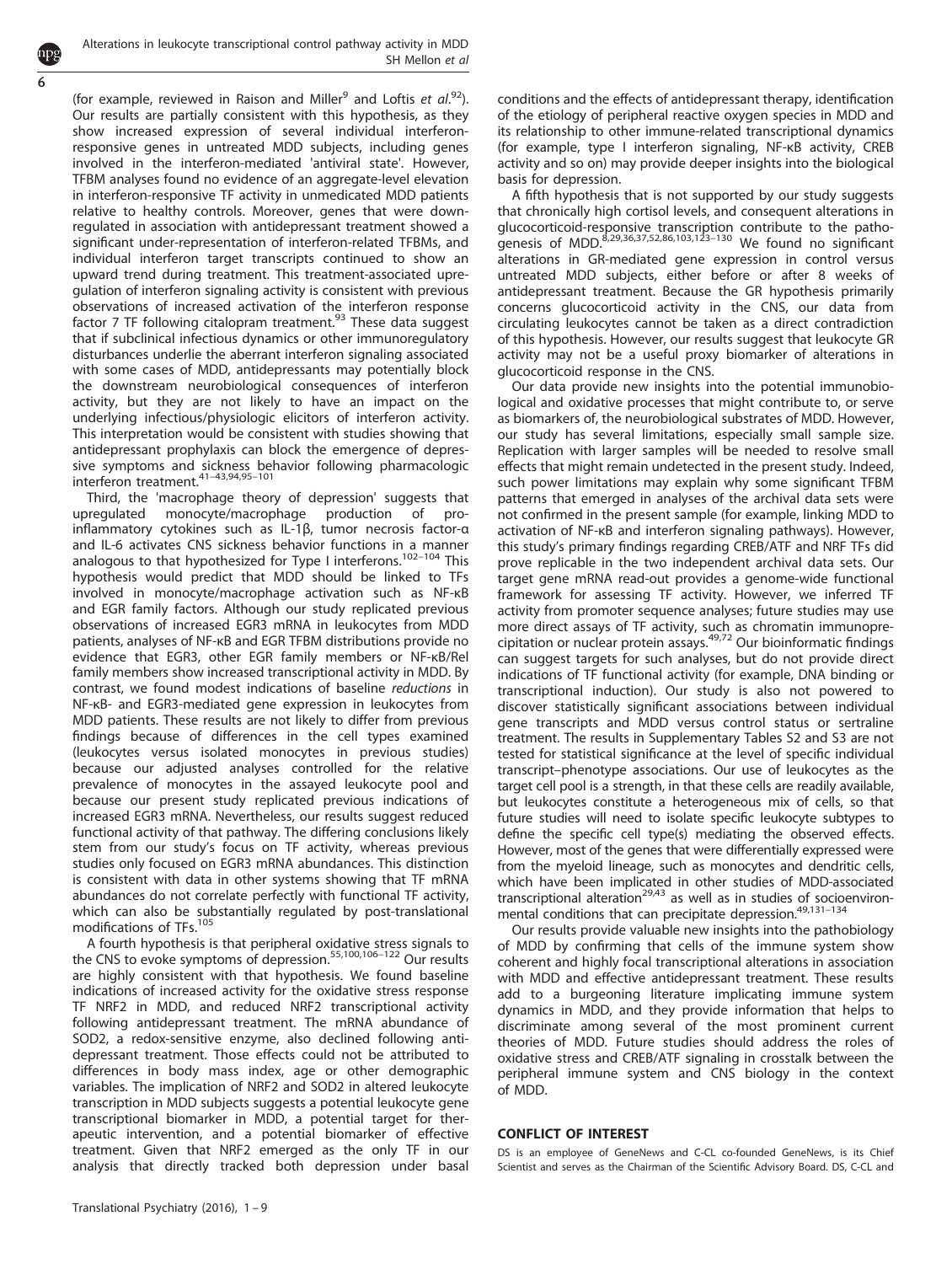(for example, reviewed in Raison and Miller[9] and Loftis *et al.*[92]). Our results are partially consistent with this hypothesis, as they show increased expression of several individual interferon-responsive genes in untreated MDD subjects, including genes involved in the interferon-mediated 'antiviral state'. However, TFBM analyses found no evidence of an aggregate-level elevation in interferon-responsive TF activity in unmedicated MDD patients relative to healthy controls. Moreover, genes that were down-regulated in association with antidepressant treatment showed a significant under-representation of interferon-related TFBMs, and individual interferon target transcripts continued to show an upward trend during treatment. This treatment-associated upregulation of interferon signaling activity is consistent with previous observations of increased activation of the interferon response factor 7 TF following citalopram treatment.[93] These data suggest that if subclinical infectious dynamics or other immunoregulatory disturbances underlie the aberrant interferon signaling associated with some cases of MDD, antidepressants may potentially block the downstream neurobiological consequences of interferon activity, but they are not likely to have an impact on the underlying infectious/physiologic elicitors of interferon activity. This interpretation would be consistent with studies showing that antidepressant prophylaxis can block the emergence of depressive symptoms and sickness behavior following pharmacologic interferon treatment.[41–43,94,95–101]

Third, the 'macrophage theory of depression' suggests that upregulated monocyte/macrophage production of pro-inflammatory cytokines such as IL-1β, tumor necrosis factor-α and IL-6 activates CNS sickness behavior functions in a manner analogous to that hypothesized for Type I interferons.[102–104] This hypothesis would predict that MDD should be linked to TFs involved in monocyte/macrophage activation such as NF-κB and EGR family factors. Although our study replicated previous observations of increased EGR3 mRNA in leukocytes from MDD patients, analyses of NF-κB and EGR TFBM distributions provide no evidence that EGR3, other EGR family members or NF-κB/Rel family members show increased transcriptional activity in MDD. By contrast, we found modest indications of baseline *reductions* in NF-κB- and EGR3-mediated gene expression in leukocytes from MDD patients. These results are not likely to differ from previous findings because of differences in the cell types examined (leukocytes versus isolated monocytes in previous studies) because our adjusted analyses controlled for the relative prevalence of monocytes in the assayed leukocyte pool and because our present study replicated previous indications of increased EGR3 mRNA. Nevertheless, our results suggest reduced functional activity of that pathway. The differing conclusions likely stem from our study's focus on TF activity, whereas previous studies only focused on EGR3 mRNA abundances. This distinction is consistent with data in other systems showing that TF mRNA abundances do not correlate perfectly with functional TF activity, which can also be substantially regulated by post-translational modifications of TFs.[105]

A fourth hypothesis is that peripheral oxidative stress signals to the CNS to evoke symptoms of depression.[55,100,106–122] Our results are highly consistent with that hypothesis. We found baseline indications of increased activity for the oxidative stress response TF NRF2 in MDD, and reduced NRF2 transcriptional activity following antidepressant treatment. The mRNA abundance of SOD2, a redox-sensitive enzyme, also declined following antidepressant treatment. Those effects could not be attributed to differences in body mass index, age or other demographic variables. The implication of NRF2 and SOD2 in altered leukocyte transcription in MDD subjects suggests a potential leukocyte gene transcriptional biomarker in MDD, a potential target for therapeutic intervention, and a potential biomarker of effective treatment. Given that NRF2 emerged as the only TF in our analysis that directly tracked both depression under basal conditions and the effects of antidepressant therapy, identification of the etiology of peripheral reactive oxygen species in MDD and its relationship to other immune-related transcriptional dynamics (for example, type I interferon signaling, NF-κB activity, CREB activity and so on) may provide deeper insights into the biological basis for depression.

A fifth hypothesis that is not supported by our study suggests that chronically high cortisol levels, and consequent alterations in glucocorticoid-responsive transcription contribute to the pathogenesis of MDD.[8,29,36,37,52,86,103,123–130] We found no significant alterations in GR-mediated gene expression in control versus untreated MDD subjects, either before or after 8 weeks of antidepressant treatment. Because the GR hypothesis primarily concerns glucocorticoid activity in the CNS, our data from circulating leukocytes cannot be taken as a direct contradiction of this hypothesis. However, our results suggest that leukocyte GR activity may not be a useful proxy biomarker of alterations in glucocorticoid response in the CNS.

Our data provide new insights into the potential immunobiological and oxidative processes that might contribute to, or serve as biomarkers of, the neurobiological substrates of MDD. However, our study has several limitations, especially small sample size. Replication with larger samples will be needed to resolve small effects that might remain undetected in the present study. Indeed, such power limitations may explain why some significant TFBM patterns that emerged in analyses of the archival data sets were not confirmed in the present sample (for example, linking MDD to activation of NF-κB and interferon signaling pathways). However, this study's primary findings regarding CREB/ATF and NRF TFs did prove replicable in the two independent archival data sets. Our target gene mRNA read-out provides a genome-wide functional framework for assessing TF activity. However, we inferred TF activity from promoter sequence analyses; future studies may use more direct assays of TF activity, such as chromatin immunoprecipitation or nuclear protein assays.[49,72] Our bioinformatic findings can suggest targets for such analyses, but do not provide direct indications of TF functional activity (for example, DNA binding or transcriptional induction). Our study is also not powered to discover statistically significant associations between individual gene transcripts and MDD versus control status or sertraline treatment. The results in Supplementary Tables S2 and S3 are not tested for statistical significance at the level of specific individual transcript–phenotype associations. Our use of leukocytes as the target cell pool is a strength, in that these cells are readily available, but leukocytes constitute a heterogeneous mix of cells, so that future studies will need to isolate specific leukocyte subtypes to define the specific cell type(s) mediating the observed effects. However, most of the genes that were differentially expressed were from the myeloid lineage, such as monocytes and dendritic cells, which have been implicated in other studies of MDD-associated transcriptional alteration[29,43] as well as in studies of socioenvironmental conditions that can precipitate depression.[49,131–134]

Our results provide valuable new insights into the pathobiology of MDD by confirming that cells of the immune system show coherent and highly focal transcriptional alterations in association with MDD and effective antidepressant treatment. These results add to a burgeoning literature implicating immune system dynamics in MDD, and they provide information that helps to discriminate among several of the most prominent current theories of MDD. Future studies should address the roles of oxidative stress and CREB/ATF signaling in crosstalk between the peripheral immune system and CNS biology in the context of MDD.

## CONFLICT OF INTEREST

DS is an employee of GeneNews and C-CL co-founded GeneNews, is its Chief Scientist and serves as the Chairman of the Scientific Advisory Board. DS, C-CL and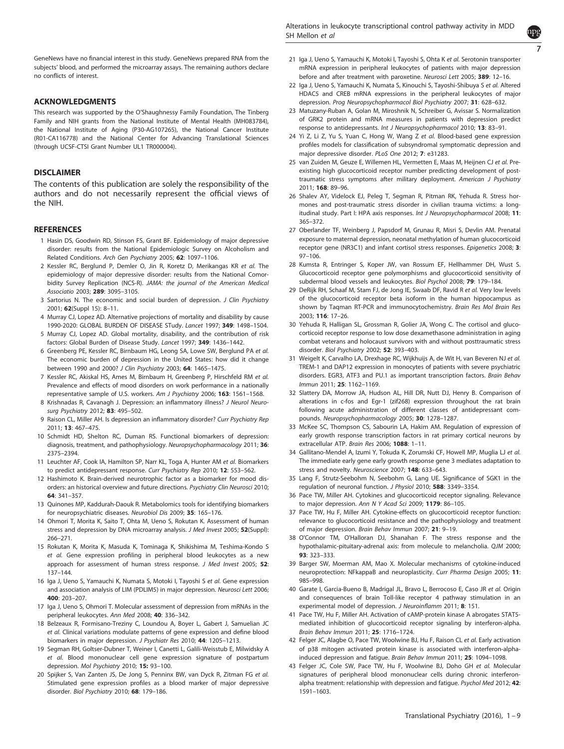GeneNews have no financial interest in this study. GeneNews prepared RNA from the subjects' blood, and performed the microarray assays. The remaining authors declare no conflicts of interest.

## ACKNOWLEDGMENTS

This research was supported by the O'Shaughnessy Family Foundation, The Tinberg Family and NIH grants from the National Institute of Mental Health (MH083784), the National Institute of Aging (P30-AG107265), the National Cancer Institute (R01-CA116778) and the National Center for Advancing Translational Sciences (through UCSF-CTSI Grant Number UL1 TR000004).

## DISCLAIMER

The contents of this publication are solely the responsibility of the authors and do not necessarily represent the official views of the NIH.

## REFERENCES

1 Hasin DS, Goodwin RD, Stinson FS, Grant BF. Epidemiology of major depressive disorder: results from the National Epidemiologic Survey on Alcoholism and Related Conditions. *Arch Gen Psychiatry* 2005; **62**: 1097–1106.

2 Kessler RC, Berglund P, Demler O, Jin R, Koretz D, Merikangas KR *et al.* The epidemiology of major depressive disorder: results from the National Comorbidity Survey Replication (NCS-R). *JAMA: the journal of the American Medical Associatio* 2003; **289**: 3095–3105.

3 Sartorius N. The economic and social burden of depression. *J Clin Psychiatry* 2001; **62**(Suppl 15): 8–11.

4 Murray CJ, Lopez AD. Alternative projections of mortality and disability by cause 1990-2020: GLOBAL BURDEN OF DISEASE STudy. *Lancet* 1997; **349**: 1498–1504.

5 Murray CJ, Lopez AD. Global mortality, disability, and the contribution of risk factors: Global Burden of Disease Study. *Lancet* 1997; **349**: 1436–1442.

6 Greenberg PE, Kessler RC, Birnbaum HG, Leong SA, Lowe SW, Berglund PA *et al.* The economic burden of depression in the United States: how did it change between 1990 and 2000? *J Clin Psychiatry* 2003; **64**: 1465–1475.

7 Kessler RC, Akiskal HS, Ames M, Birnbaum H, Greenberg P, Hirschfeld RM *et al.* Prevalence and effects of mood disorders on work performance in a nationally representative sample of U.S. workers. *Am J Psychiatry* 2006; **163**: 1561–1568.

8 Krishnadas R, Cavanagh J. Depression: an inflammatory illness? *J Neurol Neurosurg Psychiatry* 2012; **83**: 495–502.

9 Raison CL, Miller AH. Is depression an inflammatory disorder? *Curr Psychiatry Rep* 2011; **13**: 467–475.

10 Schmidt HD, Shelton RC, Duman RS. Functional biomarkers of depression: diagnosis, treatment, and pathophysiology. *Neuropsychopharmacology* 2011; **36**: 2375–2394.

11 Leuchter AF, Cook IA, Hamilton SP, Narr KL, Toga A, Hunter AM *et al.* Biomarkers to predict antidepressant response. *Curr Psychiatry Rep* 2010; **12**: 553–562.

12 Hashimoto K. Brain-derived neurotrophic factor as a biomarker for mood disorders: an historical overview and future directions. *Psychiatry Clin Neurosci* 2010; **64**: 341–357.

13 Quinones MP, Kaddurah-Daouk R. Metabolomics tools for identifying biomarkers for neuropsychiatric diseases. *Neurobiol Dis* 2009; **35**: 165–176.

14 Ohmori T, Morita K, Saito T, Ohta M, Ueno S, Rokutan K. Assessment of human stress and depression by DNA microarray analysis. *J Med Invest* 2005; **52**(Suppl): 266–271.

15 Rokutan K, Morita K, Masuda K, Tominaga K, Shikishima M, Teshima-Kondo S *et al.* Gene expression profiling in peripheral blood leukocytes as a new approach for assessment of human stress response. *J Med Invest* 2005; **52**: 137–144.

16 Iga J, Ueno S, Yamauchi K, Numata S, Motoki I, Tayoshi S *et al.* Gene expression and association analysis of LIM (PDLIM5) in major depression. *Neurosci Lett* 2006; **400**: 203–207.

17 Iga J, Ueno S, Ohmori T. Molecular assessment of depression from mRNAs in the peripheral leukocytes. *Ann Med* 2008; **40**: 336–342.

18 Belzeaux R, Formisano-Treziny C, Loundou A, Boyer L, Gabert J, Samuelian JC *et al.* Clinical variations modulate patterns of gene expression and define blood biomarkers in major depression. *J Psychiatr Res* 2010; **44**: 1205–1213.

19 Segman RH, Goltser-Dubner T, Weiner I, Canetti L, Galili-Weisstub E, Milwidsky A *et al.* Blood mononuclear cell gene expression signature of postpartum depression. *Mol Psychiatry* 2010; **15:** 93–100.

20 Spijker S, Van Zanten JS, De Jong S, Penninx BW, van Dyck R, Zitman FG *et al.* Stimulated gene expression profiles as a blood marker of major depressive disorder. *Biol Psychiatry* 2010; **68**: 179–186.

21 Iga J, Ueno S, Yamauchi K, Motoki I, Tayoshi S, Ohta K *et al.* Serotonin transporter mRNA expression in peripheral leukocytes of patients with major depression before and after treatment with paroxetine. *Neurosci Lett* 2005; **389**: 12–16.

22 Iga J, Ueno S, Yamauchi K, Numata S, Kinouchi S, Tayoshi-Shibuya S *et al.* Altered HDAC5 and CREB mRNA expressions in the peripheral leukocytes of major depression. *Prog Neuropsychopharmacol Biol Psychiatry* 2007; **31**: 628–632.

23 Matuzany-Ruban A, Golan M, Miroshnik N, Schreiber G, Avissar S. Normalization of GRK2 protein and mRNA measures in patients with depression predict response to antidepressants. *Int J Neuropsychopharmacol* 2010; **13**: 83–91.

24 Yi Z, Li Z, Yu S, Yuan C, Hong W, Wang Z *et al.* Blood-based gene expression profiles models for classification of subsyndromal symptomatic depression and major depressive disorder. *PLoS One* 2012; **7**: e31283.

25 van Zuiden M, Geuze E, Willemen HL, Vermetten E, Maas M, Heijnen CJ *et al.* Pre-existing high glucocorticoid receptor number predicting development of posttraumatic stress symptoms after military deployment. *American J Psychiatry* 2011; **168**: 89–96.

26 Shalev AY, Videlock EJ, Peleg T, Segman R, Pitman RK, Yehuda R. Stress hormones and post-traumatic stress disorder in civilian trauma victims: a longitudinal study. Part I: HPA axis responses. *Int J Neuropsychopharmacol* 2008; **11**: 365–372.

27 Oberlander TF, Weinberg J, Papsdorf M, Grunau R, Misri S, Devlin AM. Prenatal exposure to maternal depression, neonatal methylation of human glucocorticoid receptor gene (NR3C1) and infant cortisol stress responses. *Epigenetics* 2008; **3**: 97–106.

28 Kumsta R, Entringer S, Koper JW, van Rossum EF, Hellhammer DH, Wust S. Glucocorticoid receptor gene polymorphisms and glucocorticoid sensitivity of subdermal blood vessels and leukocytes. *Biol Psychol* 2008; **79**: 179–184.

29 DeRijk RH, Schaaf M, Stam FJ, de Jong IE, Swaab DF, Ravid R *et al.* Very low levels of the glucocorticoid receptor beta isoform in the human hippocampus as shown by Taqman RT-PCR and immunocytochemistry. *Brain Res Mol Brain Res* 2003; **116**: 17–26.

30 Yehuda R, Halligan SL, Grossman R, Golier JA, Wong C. The cortisol and glucocorticoid receptor response to low dose dexamethasone administration in aging combat veterans and holocaust survivors with and without posttraumatic stress disorder. *Biol Psychiatry* 2002; **52**: 393–403.

31 Weigelt K, Carvalho LA, Drexhage RC, Wijkhuijs A, de Wit H, van Beveren NJ *et al.* TREM-1 and DAP12 expression in monocytes of patients with severe psychiatric disorders. EGR3, ATF3 and PU.1 as important transcription factors. *Brain Behav Immun* 2011; **25**: 1162–1169.

32 Slattery DA, Morrow JA, Hudson AL, Hill DR, Nutt DJ, Henry B. Comparison of alterations in c-fos and Egr-1 (zif268) expression throughout the rat brain following acute administration of different classes of antidepressant compounds. *Neuropsychopharmacology* 2005; **30**: 1278–1287.

33 McKee SC, Thompson CS, Sabourin LA, Hakim AM. Regulation of expression of early growth response transcription factors in rat primary cortical neurons by extracellular ATP. *Brain Res* 2006; **1088**: 1–11.

34 Gallitano-Mendel A, Izumi Y, Tokuda K, Zorumski CF, Howell MP, Muglia LJ *et al.* The immediate early gene early growth response gene 3 mediates adaptation to stress and novelty. *Neuroscience* 2007; **148**: 633–643.

35 Lang F, Strutz-Seebohm N, Seebohm G, Lang UE. Significance of SGK1 in the regulation of neuronal function. *J Physiol* 2010; **588**: 3349–3354.

36 Pace TW, Miller AH. Cytokines and glucocorticoid receptor signaling. Relevance to major depression. *Ann N Y Acad Sci* 2009; **1179**: 86–105.

37 Pace TW, Hu F, Miller AH. Cytokine-effects on glucocorticoid receptor function: relevance to glucocorticoid resistance and the pathophysiology and treatment of major depression. *Brain Behav Immun* 2007; **21**: 9–19.

38 O'Connor TM, O'Halloran DJ, Shanahan F. The stress response and the hypothalamic-pituitary-adrenal axis: from molecule to melancholia. *QJM* 2000; **93**: 323–333.

39 Barger SW, Moerman AM, Mao X. Molecular mechanisms of cytokine-induced neuroprotection: NFkappaB and neuroplasticity. *Curr Pharma Design* 2005; **11**: 985–998.

40 Garate I, Garcia-Bueno B, Madrigal JL, Bravo L, Berrocoso E, Caso JR *et al.* Origin and consequences of brain Toll-like receptor 4 pathway stimulation in an experimental model of depression. *J Neuroinflamm* 2011; **8**: 151.

41 Pace TW, Hu F, Miller AH. Activation of cAMP-protein kinase A abrogates STAT5-mediated inhibition of glucocorticoid receptor signaling by interferon-alpha. *Brain Behav Immun* 2011; **25**: 1716–1724.

42 Felger JC, Alagbe O, Pace TW, Woolwine BJ, Hu F, Raison CL *et al.* Early activation of p38 mitogen activated protein kinase is associated with interferon-alpha-induced depression and fatigue. *Brain Behav Immun* 2011; **25**: 1094–1098.

43 Felger JC, Cole SW, Pace TW, Hu F, Woolwine BJ, Doho GH *et al.* Molecular signatures of peripheral blood mononuclear cells during chronic interferon-alpha treatment: relationship with depression and fatigue. *Psychol Med* 2012; **42**: 1591–1603.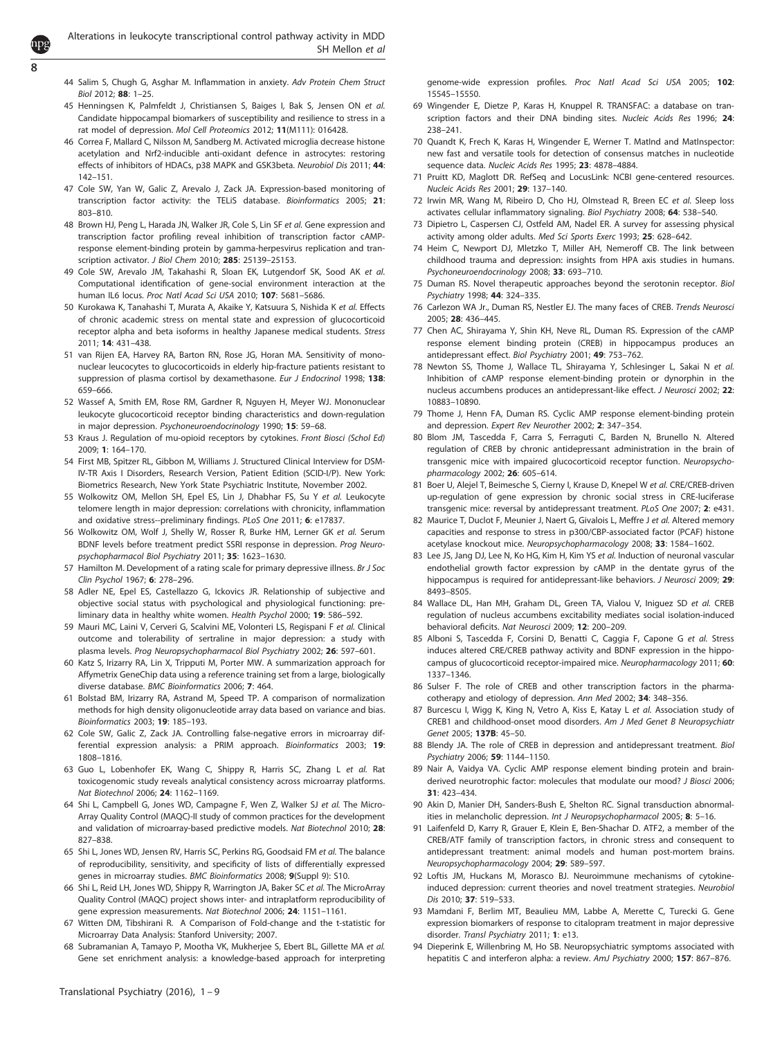44 Salim S, Chugh G, Asghar M. Inflammation in anxiety. *Adv Protein Chem Struct Biol* 2012; **88**: 1–25.

45 Henningsen K, Palmfeldt J, Christiansen S, Baiges I, Bak S, Jensen ON *et al.* Candidate hippocampal biomarkers of susceptibility and resilience to stress in a rat model of depression. *Mol Cell Proteomics* 2012; **11**(M111): 016428.

46 Correa F, Mallard C, Nilsson M, Sandberg M. Activated microglia decrease histone acetylation and Nrf2-inducible anti-oxidant defence in astrocytes: restoring effects of inhibitors of HDACs, p38 MAPK and GSK3beta. *Neurobiol Dis* 2011; **44**: 142–151.

47 Cole SW, Yan W, Galic Z, Arevalo J, Zack JA. Expression-based monitoring of transcription factor activity: the TELiS database. *Bioinformatics* 2005; **21**: 803–810.

48 Brown HJ, Peng L, Harada JN, Walker JR, Cole S, Lin SF *et al.* Gene expression and transcription factor profiling reveal inhibition of transcription factor cAMP-response element-binding protein by gamma-herpesvirus replication and transcription activator. *J Biol Chem* 2010; **285**: 25139–25153.

49 Cole SW, Arevalo JM, Takahashi R, Sloan EK, Lutgendorf SK, Sood AK *et al.* Computational identification of gene-social environment interaction at the human IL6 locus. *Proc Natl Acad Sci USA* 2010; **107**: 5681–5686.

50 Kurokawa K, Tanahashi T, Murata A, Akaike Y, Katsuura S, Nishida K *et al.* Effects of chronic academic stress on mental state and expression of glucocorticoid receptor alpha and beta isoforms in healthy Japanese medical students. *Stress* 2011; **14**: 431–438.

51 van Rijen EA, Harvey RA, Barton RN, Rose JG, Horan MA. Sensitivity of mononuclear leucocytes to glucocorticoids in elderly hip-fracture patients resistant to suppression of plasma cortisol by dexamethasone. *Eur J Endocrinol* 1998; **138**: 659–666.

52 Wassef A, Smith EM, Rose RM, Gardner R, Nguyen H, Meyer WJ. Mononuclear leukocyte glucocorticoid receptor binding characteristics and down-regulation in major depression. *Psychoneuroendocrinology* 1990; **15**: 59–68.

53 Kraus J. Regulation of mu-opioid receptors by cytokines. *Front Biosci (Schol Ed)* 2009; **1**: 164–170.

54 First MB, Spitzer RL, Gibbon M, Williams J. Structured Clinical Interview for DSM-IV-TR Axis I Disorders, Research Version, Patient Edition (SCID-I/P). New York: Biometrics Research, New York State Psychiatric Institute, November 2002.

55 Wolkowitz OM, Mellon SH, Epel ES, Lin J, Dhabhar FS, Su Y *et al.* Leukocyte telomere length in major depression: correlations with chronicity, inflammation and oxidative stress--preliminary findings. *PLoS One* 2011; **6**: e17837.

56 Wolkowitz OM, Wolf J, Shelly W, Rosser R, Burke HM, Lerner GK *et al.* Serum BDNF levels before treatment predict SSRI response in depression. *Prog Neuropsychopharmacol Biol Psychiatry* 2011; **35**: 1623–1630.

57 Hamilton M. Development of a rating scale for primary depressive illness. *Br J Soc Clin Psychol* 1967; **6**: 278–296.

58 Adler NE, Epel ES, Castellazzo G, Ickovics JR. Relationship of subjective and objective social status with psychological and physiological functioning: preliminary data in healthy white women. *Health Psychol* 2000; **19**: 586–592.

59 Mauri MC, Laini V, Cerveri G, Scalvini ME, Volonteri LS, Regispani F *et al.* Clinical outcome and tolerability of sertraline in major depression: a study with plasma levels. *Prog Neuropsychopharmacol Biol Psychiatry* 2002; **26**: 597–601.

60 Katz S, Irizarry RA, Lin X, Tripputi M, Porter MW. A summarization approach for Affymetrix GeneChip data using a reference training set from a large, biologically diverse database. *BMC Bioinformatics* 2006; **7**: 464.

61 Bolstad BM, Irizarry RA, Astrand M, Speed TP. A comparison of normalization methods for high density oligonucleotide array data based on variance and bias. *Bioinformatics* 2003; **19**: 185–193.

62 Cole SW, Galic Z, Zack JA. Controlling false-negative errors in microarray differential expression analysis: a PRIM approach. *Bioinformatics* 2003; **19**: 1808–1816.

63 Guo L, Lobenhofer EK, Wang C, Shippy R, Harris SC, Zhang L *et al.* Rat toxicogenomic study reveals analytical consistency across microarray platforms. *Nat Biotechnol* 2006; **24**: 1162–1169.

64 Shi L, Campbell G, Jones WD, Campagne F, Wen Z, Walker SJ *et al.* The MicroArray Quality Control (MAQC)-II study of common practices for the development and validation of microarray-based predictive models. *Nat Biotechnol* 2010; **28**: 827–838.

65 Shi L, Jones WD, Jensen RV, Harris SC, Perkins RG, Goodsaid FM *et al.* The balance of reproducibility, sensitivity, and specificity of lists of differentially expressed genes in microarray studies. *BMC Bioinformatics* 2008; **9**(Suppl 9): S10.

66 Shi L, Reid LH, Jones WD, Shippy R, Warrington JA, Baker SC *et al.* The MicroArray Quality Control (MAQC) project shows inter- and intraplatform reproducibility of gene expression measurements. *Nat Biotechnol* 2006; **24**: 1151–1161.

67 Witten DM, Tibshirani R. A Comparison of Fold-change and the t-statistic for Microarray Data Analysis: Stanford University; 2007.

68 Subramanian A, Tamayo P, Mootha VK, Mukherjee S, Ebert BL, Gillette MA *et al.* Gene set enrichment analysis: a knowledge-based approach for interpreting genome-wide expression profiles. *Proc Natl Acad Sci USA* 2005; **102**: 15545–15550.

69 Wingender E, Dietze P, Karas H, Knuppel R. TRANSFAC: a database on transcription factors and their DNA binding sites. *Nucleic Acids Res* 1996; **24**: 238–241.

70 Quandt K, Frech K, Karas H, Wingender E, Werner T. MatInd and MatInspector: new fast and versatile tools for detection of consensus matches in nucleotide sequence data. *Nucleic Acids Res* 1995; **23**: 4878–4884.

71 Pruitt KD, Maglott DR. RefSeq and LocusLink: NCBI gene-centered resources. *Nucleic Acids Res* 2001; **29**: 137–140.

72 Irwin MR, Wang M, Ribeiro D, Cho HJ, Olmstead R, Breen EC *et al.* Sleep loss activates cellular inflammatory signaling. *Biol Psychiatry* 2008; **64**: 538–540.

73 Dipietro L, Caspersen CJ, Ostfeld AM, Nadel ER. A survey for assessing physical activity among older adults. *Med Sci Sports Exerc* 1993; **25**: 628–642.

74 Heim C, Newport DJ, Mletzko T, Miller AH, Nemeroff CB. The link between childhood trauma and depression: insights from HPA axis studies in humans. *Psychoneuroendocrinology* 2008; **33**: 693–710.

75 Duman RS. Novel therapeutic approaches beyond the serotonin receptor. *Biol Psychiatry* 1998; **44**: 324–335.

76 Carlezon WA Jr., Duman RS, Nestler EJ. The many faces of CREB. *Trends Neurosci* 2005; **28**: 436–445.

77 Chen AC, Shirayama Y, Shin KH, Neve RL, Duman RS. Expression of the cAMP response element binding protein (CREB) in hippocampus produces an antidepressant effect. *Biol Psychiatry* 2001; **49**: 753–762.

78 Newton SS, Thome J, Wallace TL, Shirayama Y, Schlesinger L, Sakai N *et al.* Inhibition of cAMP response element-binding protein or dynorphin in the nucleus accumbens produces an antidepressant-like effect. *J Neurosci* 2002; **22**: 10883–10890.

79 Thome J, Henn FA, Duman RS. Cyclic AMP response element-binding protein and depression. *Expert Rev Neurother* 2002; **2**: 347–354.

80 Blom JM, Tascedda F, Carra S, Ferraguti C, Barden N, Brunello N. Altered regulation of CREB by chronic antidepressant administration in the brain of transgenic mice with impaired glucocorticoid receptor function. *Neuropsychopharmacology* 2002; **26**: 605–614.

81 Boer U, Alejel T, Beimesche S, Cierny I, Krause D, Knepel W *et al.* CRE/CREB-driven up-regulation of gene expression by chronic social stress in CRE-luciferase transgenic mice: reversal by antidepressant treatment. *PLoS One* 2007; **2**: e431.

82 Maurice T, Duclot F, Meunier J, Naert G, Givalois L, Meffre J *et al.* Altered memory capacities and response to stress in p300/CBP-associated factor (PCAF) histone acetylase knockout mice. *Neuropsychopharmacology* 2008; **33**: 1584–1602.

83 Lee JS, Jang DJ, Lee N, Ko HG, Kim H, Kim YS *et al.* Induction of neuronal vascular endothelial growth factor expression by cAMP in the dentate gyrus of the hippocampus is required for antidepressant-like behaviors. *J Neurosci* 2009; **29**: 8493–8505.

84 Wallace DL, Han MH, Graham DL, Green TA, Vialou V, Iniguez SD *et al.* CREB regulation of nucleus accumbens excitability mediates social isolation-induced behavioral deficits. *Nat Neurosci* 2009; **12**: 200–209.

85 Alboni S, Tascedda F, Corsini D, Benatti C, Caggia F, Capone G *et al.* Stress induces altered CRE/CREB pathway activity and BDNF expression in the hippocampus of glucocorticoid receptor-impaired mice. *Neuropharmacology* 2011; **60**: 1337–1346.

86 Sulser F. The role of CREB and other transcription factors in the pharmacotherapy and etiology of depression. *Ann Med* 2002; **34**: 348–356.

87 Burcescu I, Wigg K, King N, Vetro A, Kiss E, Katay L *et al.* Association study of CREB1 and childhood-onset mood disorders. *Am J Med Genet B Neuropsychiatr Genet* 2005; **137B**: 45–50.

88 Blendy JA. The role of CREB in depression and antidepressant treatment. *Biol Psychiatry* 2006; **59**: 1144–1150.

89 Nair A, Vaidya VA. Cyclic AMP response element binding protein and brain-derived neurotrophic factor: molecules that modulate our mood? *J Biosci* 2006; **31**: 423–434.

90 Akin D, Manier DH, Sanders-Bush E, Shelton RC. Signal transduction abnormalities in melancholic depression. *Int J Neuropsychopharmacol* 2005; **8**: 5–16.

91 Laifenfeld D, Karry R, Grauer E, Klein E, Ben-Shachar D. ATF2, a member of the CREB/ATF family of transcription factors, in chronic stress and consequent to antidepressant treatment: animal models and human post-mortem brains. *Neuropsychopharmacology* 2004; **29**: 589–597.

92 Loftis JM, Huckans M, Morasco BJ. Neuroimmune mechanisms of cytokine-induced depression: current theories and novel treatment strategies. *Neurobiol Dis* 2010; **37**: 519–533.

93 Mamdani F, Berlim MT, Beaulieu MM, Labbe A, Merette C, Turecki G. Gene expression biomarkers of response to citalopram treatment in major depressive disorder. *Transl Psychiatry* 2011; **1**: e13.

94 Dieperink E, Willenbring M, Ho SB. Neuropsychiatric symptoms associated with hepatitis C and interferon alpha: a review. *AmJ Psychiatry* 2000; **157**: 867–876.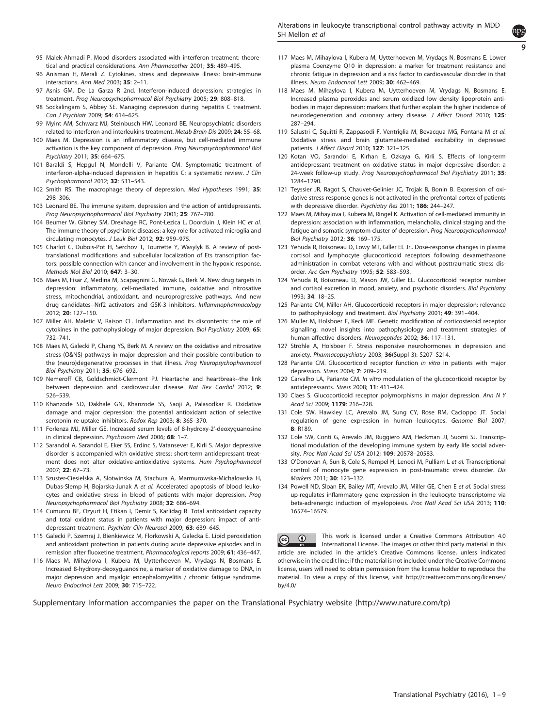95 Malek-Ahmadi P. Mood disorders associated with interferon treatment: theoretical and practical considerations. *Ann Pharmacother* 2001; **35**: 489–495.

96 Anisman H, Merali Z. Cytokines, stress and depressive illness: brain-immune interactions. *Ann Med* 2003; **35**: 2–11.

97 Asnis GM, De La Garza R 2nd. Interferon-induced depression: strategies in treatment. *Prog Neuropsychopharmacol Biol Psychiatry* 2005; **29**: 808–818.

98 Sockalingam S, Abbey SE. Managing depression during hepatitis C treatment. *Can J Psychiatr* 2009; **54**: 614–625.

99 Myint AM, Schwarz MJ, Steinbusch HW, Leonard BE. Neuropsychiatric disorders related to interferon and interleukins treatment. *Metab Brain Dis* 2009; **24**: 55–68.

100 Maes M. Depression is an inflammatory disease, but cell-mediated immune activation is the key component of depression. *Prog Neuropsychopharmacol Biol Psychiatry* 2011; **35**: 664–675.

101 Baraldi S, Hepgul N, Mondelli V, Pariante CM. Symptomatic treatment of interferon-alpha-induced depression in hepatitis C: a systematic review. *J Clin Psychopharmacol* 2012; **32**: 531–543.

102 Smith RS. The macrophage theory of depression. *Med Hypotheses* 1991; **35**: 298–306.

103 Leonard BE. The immune system, depression and the action of antidepressants. *Prog Neuropsychopharmacol Biol Psychiatry* 2001; **25**: 767–780.

104 Beumer W, Gibney SM, Drexhage RC, Pont-Lezica L, Doorduin J, Klein HC *et al.* The immune theory of psychiatric diseases: a key role for activated microglia and circulating monocytes. *J Leuk Biol* 2012; **92**: 959–975.

105 Charlot C, Dubois-Pot H, Serchov T, Tourrette Y, Wasylyk B. A review of post-translational modifications and subcellular localization of Ets transcription factors: possible connection with cancer and involvement in the hypoxic response. *Methods Mol Biol* 2010; **647**: 3–30.

106 Maes M, Fisar Z, Medina M, Scapagnini G, Nowak G, Berk M. New drug targets in depression: inflammatory, cell-mediated immune, oxidative and nitrosative stress, mitochondrial, antioxidant, and neuroprogressive pathways. And new drug candidates--Nrf2 activators and GSK-3 inhibitors. *Inflammopharmacology* 2012; **20**: 127–150.

107 Miller AH, Maletic V, Raison CL. Inflammation and its discontents: the role of cytokines in the pathophysiology of major depression. *Biol Psychiatry* 2009; **65**: 732–741.

108 Maes M, Galecki P, Chang YS, Berk M. A review on the oxidative and nitrosative stress (O&NS) pathways in major depression and their possible contribution to the (neuro)degenerative processes in that illness. *Prog Neuropsychopharmacol Biol Psychiatry* 2011; **35**: 676–692.

109 Nemeroff CB, Goldschmidt-Clermont PJ. Heartache and heartbreak--the link between depression and cardiovascular disease. *Nat Rev Cardiol* 2012; **9**: 526–539.

110 Khanzode SD, Dakhale GN, Khanzode SS, Saoji A, Palasodkar R. Oxidative damage and major depression: the potential antioxidant action of selective serotonin re-uptake inhibitors. *Redox Rep* 2003; **8**: 365–370.

111 Forlenza MJ, Miller GE. Increased serum levels of 8-hydroxy-2'-deoxyguanosine in clinical depression. *Psychosom Med* 2006; **68**: 1–7.

112 Sarandol A, Sarandol E, Eker SS, Erdinc S, Vatansever E, Kirli S. Major depressive disorder is accompanied with oxidative stress: short-term antidepressant treatment does not alter oxidative-antioxidative systems. *Hum Psychopharmacol* 2007; **22**: 67–73.

113 Szuster-Ciesielska A, Slotwinska M, Stachura A, Marmurowska-Michalowska H, Dubas-Slemp H, Bojarska-Junak A *et al.* Accelerated apoptosis of blood leukocytes and oxidative stress in blood of patients with major depression. *Prog Neuropsychopharmacol Biol Psychiatry* 2008; **32**: 686–694.

114 Cumurcu BE, Ozyurt H, Etikan I, Demir S, Karlidag R. Total antioxidant capacity and total oxidant status in patients with major depression: impact of antidepressant treatment. *Psychiatr Clin Neurosci* 2009; **63**: 639–645.

115 Galecki P, Szemraj J, Bienkiewicz M, Florkowski A, Galecka E. Lipid peroxidation and antioxidant protection in patients during acute depressive episodes and in remission after fluoxetine treatment. *Pharmacological reports* 2009; **61**: 436–447.

116 Maes M, Mihaylova I, Kubera M, Uytterhoeven M, Vrydags N, Bosmans E. Increased 8-hydroxy-deoxyguanosine, a marker of oxidative damage to DNA, in major depression and myalgic encephalomyelitis / chronic fatigue syndrome. *Neuro Endocrinol Lett* 2009; **30**: 715–722.

117 Maes M, Mihaylova I, Kubera M, Uytterhoeven M, Vrydags N, Bosmans E. Lower plasma Coenzyme Q10 in depression: a marker for treatment resistance and chronic fatigue in depression and a risk factor to cardiovascular disorder in that illness. *Neuro Endocrinol Lett* 2009; **30**: 462–469.

118 Maes M, Mihaylova I, Kubera M, Uytterhoeven M, Vrydags N, Bosmans E. Increased plasma peroxides and serum oxidized low density lipoprotein antibodies in major depression: markers that further explain the higher incidence of neurodegeneration and coronary artery disease. *J Affect Disord* 2010; **125**: 287–294.

119 Salustri C, Squitti R, Zappasodi F, Ventriglia M, Bevacqua MG, Fontana M *et al.* Oxidative stress and brain glutamate-mediated excitability in depressed patients. *J Affect Disord* 2010; **127**: 321–325.

120 Kotan VO, Sarandol E, Kirhan E, Ozkaya G, Kirli S. Effects of long-term antidepressant treatment on oxidative status in major depressive disorder: a 24-week follow-up study. *Prog Neuropsychopharmacol Biol Psychiatry* 2011; **35**: 1284–1290.

121 Teyssier JR, Ragot S, Chauvet-Gelinier JC, Trojak B, Bonin B. Expression of oxidative stress-response genes is not activated in the prefrontal cortex of patients with depressive disorder. *Psychiatry Res* 2011; **186**: 244–247.

122 Maes M, Mihaylova I, Kubera M, Ringel K. Activation of cell-mediated immunity in depression: association with inflammation, melancholia, clinical staging and the fatigue and somatic symptom cluster of depression. *Prog Neuropsychopharmacol Biol Psychiatry* 2012; **36**: 169–175.

123 Yehuda R, Boisoneau D, Lowy MT, Giller EL Jr.. Dose-response changes in plasma cortisol and lymphocyte glucocorticoid receptors following dexamethasone administration in combat veterans with and without posttraumatic stress disorder. *Arc Gen Psychiatry* 1995; **52**: 583–593.

124 Yehuda R, Boisoneau D, Mason JW, Giller EL. Glucocorticoid receptor number and cortisol excretion in mood, anxiety, and psychotic disorders. *Biol Psychiatry* 1993; **34**: 18–25.

125 Pariante CM, Miller AH. Glucocorticoid receptors in major depression: relevance to pathophysiology and treatment. *Biol Psychiatry* 2001; **49**: 391–404.

126 Muller M, Holsboer F, Keck ME. Genetic modification of corticosteroid receptor signalling: novel insights into pathophysiology and treatment strategies of human affective disorders. *Neuropeptides* 2002; **36**: 117–131.

127 Strohle A, Holsboer F. Stress responsive neurohormones in depression and anxiety. *Pharmacopsychiatry* 2003; **36**(Suppl 3): S207–S214.

128 Pariante CM. Glucocorticoid receptor function *in vitro* in patients with major depression. *Stress* 2004; **7**: 209–219.

129 Carvalho LA, Pariante CM. *In vitro* modulation of the glucocorticoid receptor by antidepressants. *Stress* 2008; **11**: 411–424.

130 Claes S. Glucocorticoid receptor polymorphisms in major depression. *Ann N Y Acad Sci* 2009; **1179**: 216–228.

131 Cole SW, Hawkley LC, Arevalo JM, Sung CY, Rose RM, Cacioppo JT. Social regulation of gene expression in human leukocytes. *Genome Biol* 2007; **8**: R189.

132 Cole SW, Conti G, Arevalo JM, Ruggiero AM, Heckman JJ, Suomi SJ. Transcriptional modulation of the developing immune system by early life social adversity. *Proc Natl Acad Sci USA* 2012; **109**: 20578–20583.

133 O'Donovan A, Sun B, Cole S, Rempel H, Lenoci M, Pulliam L *et al.* Transcriptional control of monocyte gene expression in post-traumatic stress disorder. *Dis Markers* 2011; **30**: 123–132.

134 Powell ND, Sloan EK, Bailey MT, Arevalo JM, Miller GE, Chen E *et al.* Social stress up-regulates inflammatory gene expression in the leukocyte transcriptome via beta-adrenergic induction of myelopoiesis. *Proc Natl Acad Sci USA* 2013; **110**: 16574–16579.

This work is licensed under a Creative Commons Attribution 4.0 International License. The images or other third party material in this article are included in the article's Creative Commons license, unless indicated otherwise in the credit line; if the material is not included under the Creative Commons license, users will need to obtain permission from the license holder to reproduce the material. To view a copy of this license, visit http://creativecommons.org/licenses/by/4.0/

Supplementary Information accompanies the paper on the Translational Psychiatry website (http://www.nature.com/tp)